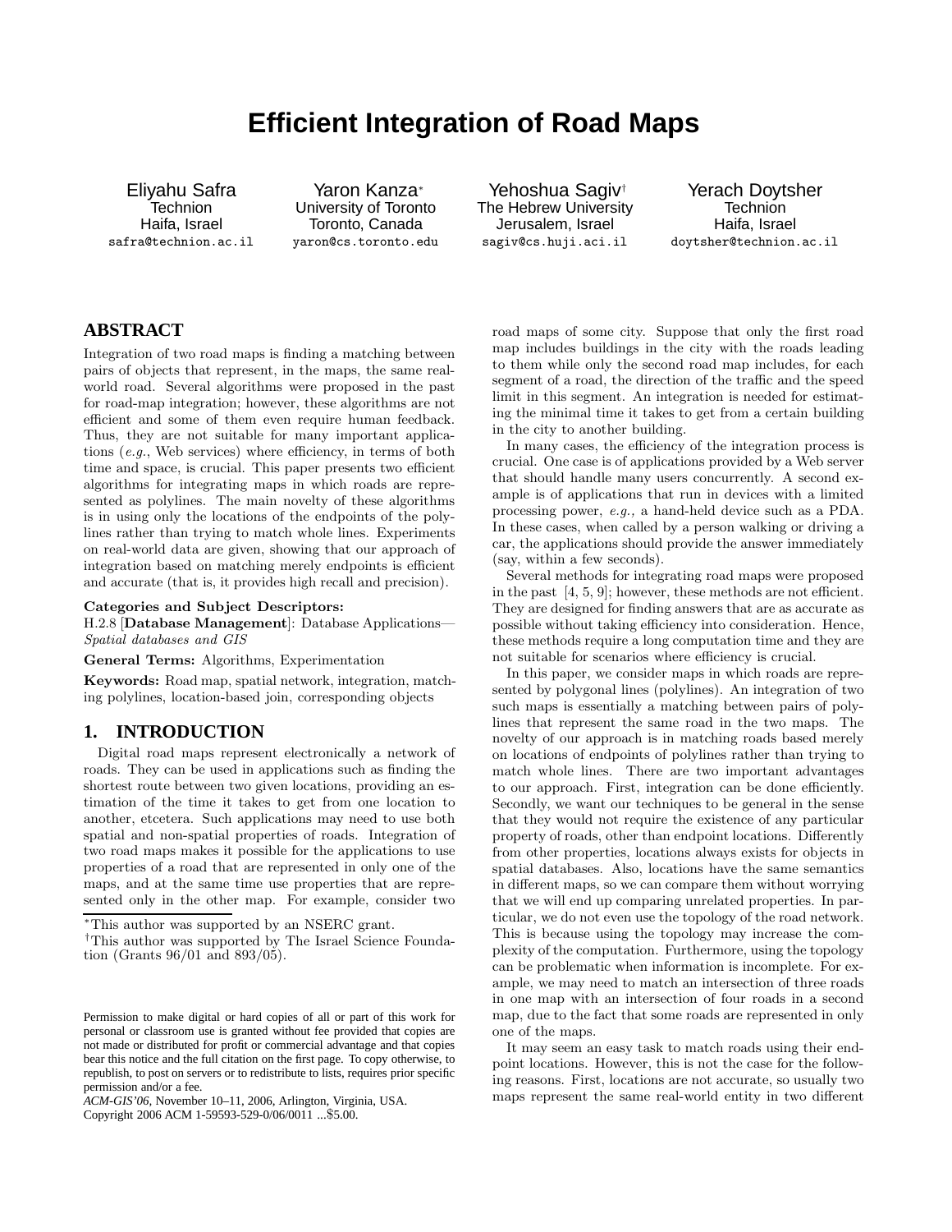# Efficient Integration of Road Maps

Eliyahu Safra
Technion
Haifa, Israel
safra@technion.ac.il

Yaron Kanza[*]
University of Toronto
Toronto, Canada
yaron@cs.toronto.edu

Yehoshua Sagiv[†]
The Hebrew University
Jerusalem, Israel
sagiv@cs.huji.aci.il

Yerach Doytsher
Technion
Haifa, Israel
doytsher@technion.ac.il

## ABSTRACT

Integration of two road maps is finding a matching between pairs of objects that represent, in the maps, the same real-world road. Several algorithms were proposed in the past for road-map integration; however, these algorithms are not efficient and some of them even require human feedback. Thus, they are not suitable for many important applications (*e.g.*, Web services) where efficiency, in terms of both time and space, is crucial. This paper presents two efficient algorithms for integrating maps in which roads are represented as polylines. The main novelty of these algorithms is in using only the locations of the endpoints of the polylines rather than trying to match whole lines. Experiments on real-world data are given, showing that our approach of integration based on matching merely endpoints is efficient and accurate (that is, it provides high recall and precision).

**Categories and Subject Descriptors:**
H.2.8 [**Database Management**]: Database Applications—*Spatial databases and GIS*

**General Terms:** Algorithms, Experimentation

**Keywords:** Road map, spatial network, integration, matching polylines, location-based join, corresponding objects

## 1. INTRODUCTION

Digital road maps represent electronically a network of roads. They can be used in applications such as finding the shortest route between two given locations, providing an estimation of the time it takes to get from one location to another, etcetera. Such applications may need to use both spatial and non-spatial properties of roads. Integration of two road maps makes it possible for the applications to use properties of a road that are represented in only one of the maps, and at the same time use properties that are represented only in the other map. For example, consider two road maps of some city. Suppose that only the first road map includes buildings in the city with the roads leading to them while only the second road map includes, for each segment of a road, the direction of the traffic and the speed limit in this segment. An integration is needed for estimating the minimal time it takes to get from a certain building in the city to another building.

In many cases, the efficiency of the integration process is crucial. One case is of applications provided by a Web server that should handle many users concurrently. A second example is of applications that run in devices with a limited processing power, *e.g.,* a hand-held device such as a PDA. In these cases, when called by a person walking or driving a car, the applications should provide the answer immediately (say, within a few seconds).

Several methods for integrating road maps were proposed in the past [4, 5, 9]; however, these methods are not efficient. They are designed for finding answers that are as accurate as possible without taking efficiency into consideration. Hence, these methods require a long computation time and they are not suitable for scenarios where efficiency is crucial.

In this paper, we consider maps in which roads are represented by polygonal lines (polylines). An integration of two such maps is essentially a matching between pairs of polylines that represent the same road in the two maps. The novelty of our approach is in matching roads based merely on locations of endpoints of polylines rather than trying to match whole lines. There are two important advantages to our approach. First, integration can be done efficiently. Secondly, we want our techniques to be general in the sense that they would not require the existence of any particular property of roads, other than endpoint locations. Differently from other properties, locations always exists for objects in spatial databases. Also, locations have the same semantics in different maps, so we can compare them without worrying that we will end up comparing unrelated properties. In particular, we do not even use the topology of the road network. This is because using the topology may increase the complexity of the computation. Furthermore, using the topology can be problematic when information is incomplete. For example, we may need to match an intersection of three roads in one map with an intersection of four roads in a second map, due to the fact that some roads are represented in only one of the maps.

It may seem an easy task to match roads using their endpoint locations. However, this is not the case for the following reasons. First, locations are not accurate, so usually two maps represent the same real-world entity in two different

[*]This author was supported by an NSERC grant.

[†]This author was supported by The Israel Science Foundation (Grants 96/01 and 893/05).

Permission to make digital or hard copies of all or part of this work for personal or classroom use is granted without fee provided that copies are not made or distributed for profit or commercial advantage and that copies bear this notice and the full citation on the first page. To copy otherwise, to republish, to post on servers or to redistribute to lists, requires prior specific permission and/or a fee.
*ACM-GIS'06,* November 10–11, 2006, Arlington, Virginia, USA.
Copyright 2006 ACM 1-59593-529-0/06/0011 ...$5.00.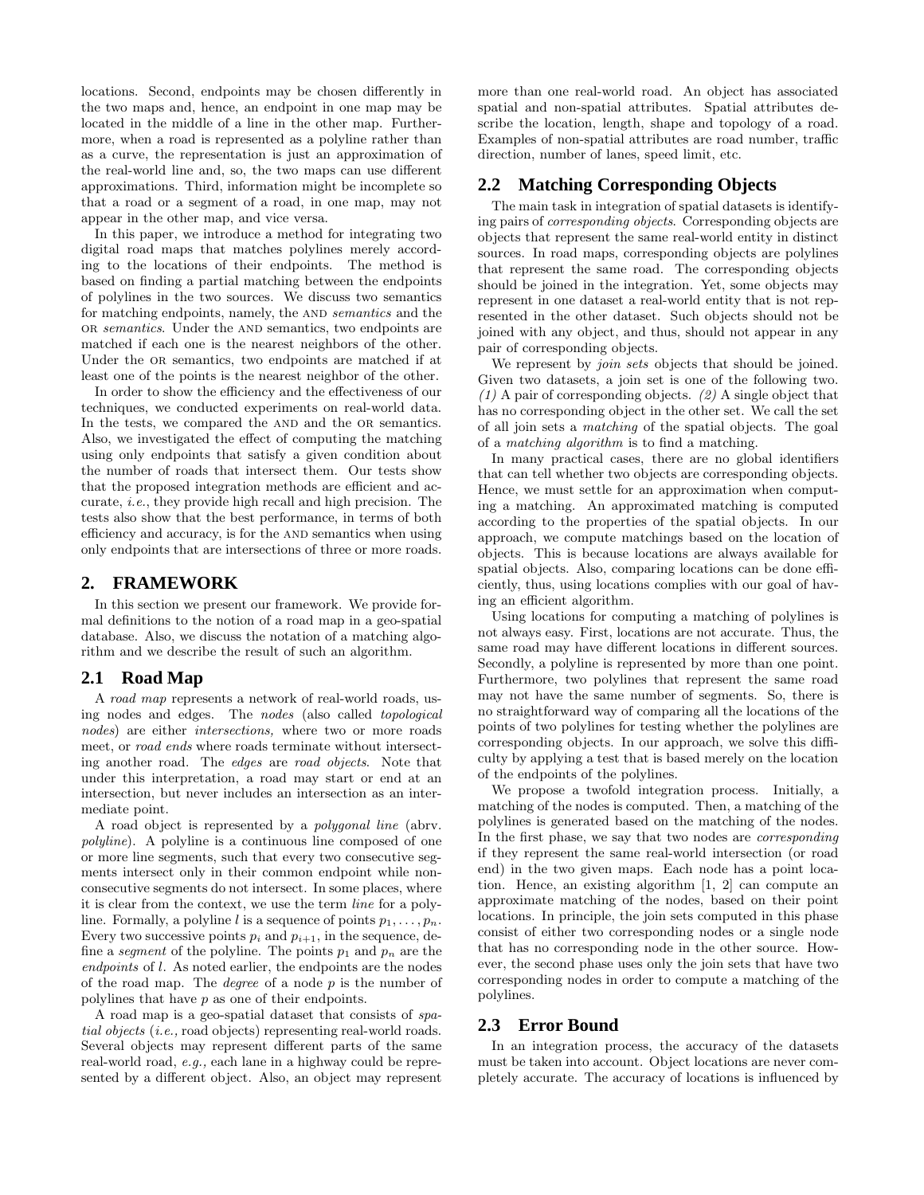locations. Second, endpoints may be chosen differently in the two maps and, hence, an endpoint in one map may be located in the middle of a line in the other map. Furthermore, when a road is represented as a polyline rather than as a curve, the representation is just an approximation of the real-world line and, so, the two maps can use different approximations. Third, information might be incomplete so that a road or a segment of a road, in one map, may not appear in the other map, and vice versa.

In this paper, we introduce a method for integrating two digital road maps that matches polylines merely according to the locations of their endpoints. The method is based on finding a partial matching between the endpoints of polylines in the two sources. We discuss two semantics for matching endpoints, namely, the AND *semantics* and the OR *semantics*. Under the AND semantics, two endpoints are matched if each one is the nearest neighbors of the other. Under the OR semantics, two endpoints are matched if at least one of the points is the nearest neighbor of the other.

In order to show the efficiency and the effectiveness of our techniques, we conducted experiments on real-world data. In the tests, we compared the AND and the OR semantics. Also, we investigated the effect of computing the matching using only endpoints that satisfy a given condition about the number of roads that intersect them. Our tests show that the proposed integration methods are efficient and accurate, *i.e.*, they provide high recall and high precision. The tests also show that the best performance, in terms of both efficiency and accuracy, is for the AND semantics when using only endpoints that are intersections of three or more roads.

## 2. FRAMEWORK

In this section we present our framework. We provide formal definitions to the notion of a road map in a geo-spatial database. Also, we discuss the notation of a matching algorithm and we describe the result of such an algorithm.

### 2.1 Road Map

A *road map* represents a network of real-world roads, using nodes and edges. The *nodes* (also called *topological nodes*) are either *intersections,* where two or more roads meet, or *road ends* where roads terminate without intersecting another road. The *edges* are *road objects*. Note that under this interpretation, a road may start or end at an intersection, but never includes an intersection as an intermediate point.

A road object is represented by a *polygonal line* (abrv. *polyline*). A polyline is a continuous line composed of one or more line segments, such that every two consecutive segments intersect only in their common endpoint while nonconsecutive segments do not intersect. In some places, where it is clear from the context, we use the term *line* for a polyline. Formally, a polyline $l$ is a sequence of points $p_1, \ldots, p_n$. Every two successive points $p_i$ and $p_{i+1}$, in the sequence, define a *segment* of the polyline. The points $p_1$ and $p_n$ are the *endpoints* of $l$. As noted earlier, the endpoints are the nodes of the road map. The *degree* of a node $p$ is the number of polylines that have $p$ as one of their endpoints.

A road map is a geo-spatial dataset that consists of *spatial objects* (*i.e.,* road objects) representing real-world roads. Several objects may represent different parts of the same real-world road, *e.g.,* each lane in a highway could be represented by a different object. Also, an object may represent more than one real-world road. An object has associated spatial and non-spatial attributes. Spatial attributes describe the location, length, shape and topology of a road. Examples of non-spatial attributes are road number, traffic direction, number of lanes, speed limit, etc.

### 2.2 Matching Corresponding Objects

The main task in integration of spatial datasets is identifying pairs of *corresponding objects*. Corresponding objects are objects that represent the same real-world entity in distinct sources. In road maps, corresponding objects are polylines that represent the same road. The corresponding objects should be joined in the integration. Yet, some objects may represent in one dataset a real-world entity that is not represented in the other dataset. Such objects should not be joined with any object, and thus, should not appear in any pair of corresponding objects.

We represent by *join sets* objects that should be joined. Given two datasets, a join set is one of the following two. *(1)* A pair of corresponding objects. *(2)* A single object that has no corresponding object in the other set. We call the set of all join sets a *matching* of the spatial objects. The goal of a *matching algorithm* is to find a matching.

In many practical cases, there are no global identifiers that can tell whether two objects are corresponding objects. Hence, we must settle for an approximation when computing a matching. An approximated matching is computed according to the properties of the spatial objects. In our approach, we compute matchings based on the location of objects. This is because locations are always available for spatial objects. Also, comparing locations can be done efficiently, thus, using locations complies with our goal of having an efficient algorithm.

Using locations for computing a matching of polylines is not always easy. First, locations are not accurate. Thus, the same road may have different locations in different sources. Secondly, a polyline is represented by more than one point. Furthermore, two polylines that represent the same road may not have the same number of segments. So, there is no straightforward way of comparing all the locations of the points of two polylines for testing whether the polylines are corresponding objects. In our approach, we solve this difficulty by applying a test that is based merely on the location of the endpoints of the polylines.

We propose a twofold integration process. Initially, a matching of the nodes is computed. Then, a matching of the polylines is generated based on the matching of the nodes. In the first phase, we say that two nodes are *corresponding* if they represent the same real-world intersection (or road end) in the two given maps. Each node has a point location. Hence, an existing algorithm [1, 2] can compute an approximate matching of the nodes, based on their point locations. In principle, the join sets computed in this phase consist of either two corresponding nodes or a single node that has no corresponding node in the other source. However, the second phase uses only the join sets that have two corresponding nodes in order to compute a matching of the polylines.

### 2.3 Error Bound

In an integration process, the accuracy of the datasets must be taken into account. Object locations are never completely accurate. The accuracy of locations is influenced by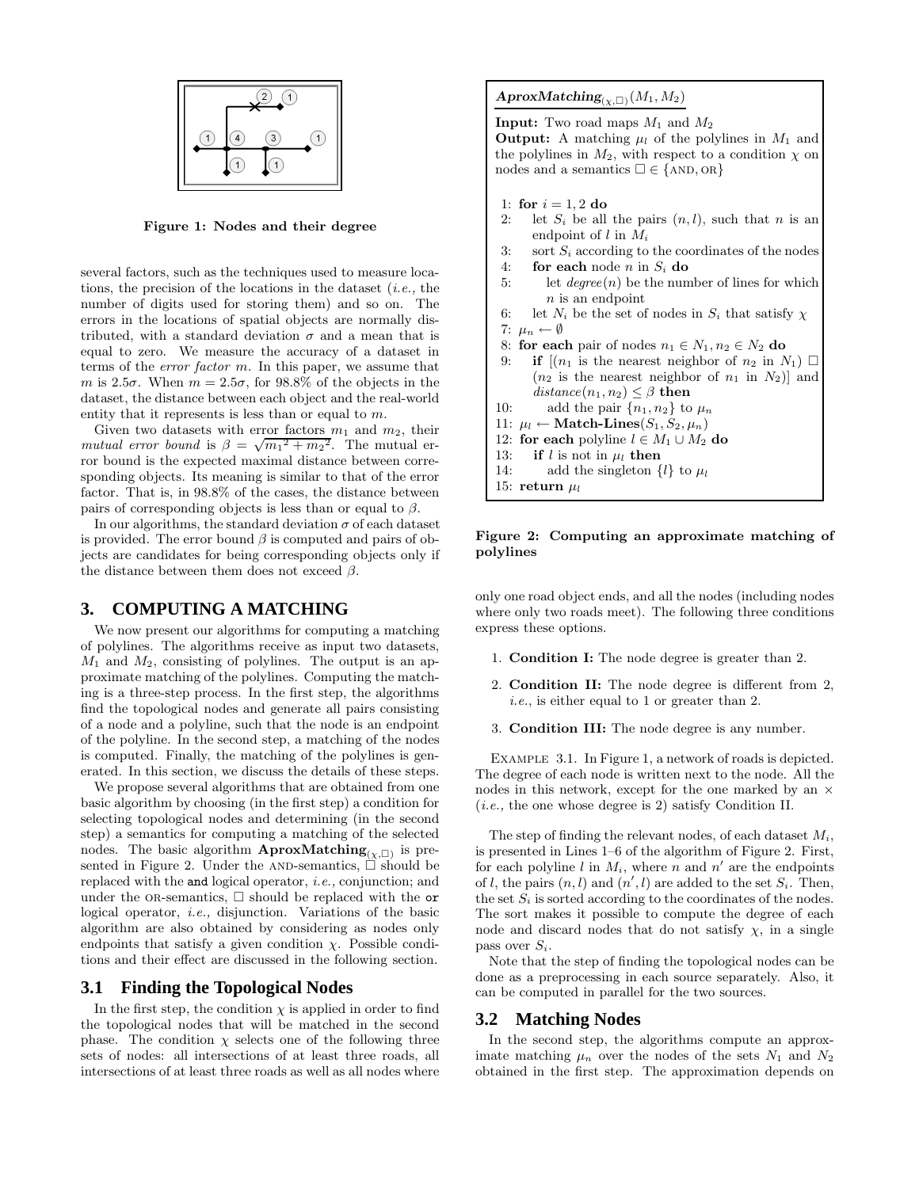Figure 1: Nodes and their degree

several factors, such as the techniques used to measure locations, the precision of the locations in the dataset (*i.e.,* the number of digits used for storing them) and so on. The errors in the locations of spatial objects are normally distributed, with a standard deviation $\sigma$ and a mean that is equal to zero. We measure the accuracy of a dataset in terms of the *error factor* $m$. In this paper, we assume that $m$ is $2.5\sigma$. When $m = 2.5\sigma$, for 98.8% of the objects in the dataset, the distance between each object and the real-world entity that it represents is less than or equal to $m$.

Given two datasets with error factors $m_1$ and $m_2$, their *mutual error bound* is $\beta = \sqrt{{m_1}^2 + {m_2}^2}$. The mutual error bound is the expected maximal distance between corresponding objects. Its meaning is similar to that of the error factor. That is, in 98.8% of the cases, the distance between pairs of corresponding objects is less than or equal to $\beta$.

In our algorithms, the standard deviation $\sigma$ of each dataset is provided. The error bound $\beta$ is computed and pairs of objects are candidates for being corresponding objects only if the distance between them does not exceed $\beta$.

## 3. COMPUTING A MATCHING

We now present our algorithms for computing a matching of polylines. The algorithms receive as input two datasets, $M_1$ and $M_2$, consisting of polylines. The output is an approximate matching of the polylines. Computing the matching is a three-step process. In the first step, the algorithms find the topological nodes and generate all pairs consisting of a node and a polyline, such that the node is an endpoint of the polyline. In the second step, a matching of the nodes is computed. Finally, the matching of the polylines is generated. In this section, we discuss the details of these steps.

We propose several algorithms that are obtained from one basic algorithm by choosing (in the first step) a condition for selecting topological nodes and determining (in the second step) a semantics for computing a matching of the selected nodes. The basic algorithm $\textbf{AproxMatching}_{(\chi,\Box)}$ is presented in Figure 2. Under the AND-semantics, $\Box$ should be replaced with the `and` logical operator, *i.e.,* conjunction; and under the OR-semantics, $\Box$ should be replaced with the `or` logical operator, *i.e.,* disjunction. Variations of the basic algorithm are also obtained by considering as nodes only endpoints that satisfy a given condition $\chi$. Possible conditions and their effect are discussed in the following section.

### 3.1 Finding the Topological Nodes

In the first step, the condition $\chi$ is applied in order to find the topological nodes that will be matched in the second phase. The condition $\chi$ selects one of the following three sets of nodes: all intersections of at least three roads, all intersections of at least three roads as well as all nodes where only one road object ends, and all the nodes (including nodes where only two roads meet). The following three conditions express these options.

1. **Condition I:** The node degree is greater than 2.
2. **Condition II:** The node degree is different from 2, *i.e.*, is either equal to 1 or greater than 2.
3. **Condition III:** The node degree is any number.

Example 3.1. In Figure 1, a network of roads is depicted. The degree of each node is written next to the node. All the nodes in this network, except for the one marked by an $\times$ (*i.e.,* the one whose degree is 2) satisfy Condition II.

---

***AproxMatching***$_{(\chi,\Box)}(M_1, M_2)$

**Input:** Two road maps $M_1$ and $M_2$
**Output:** A matching $\mu_l$ of the polylines in $M_1$ and the polylines in $M_2$, with respect to a condition $\chi$ on nodes and a semantics $\Box \in \{\text{AND}, \text{OR}\}$

1: **for** $i = 1, 2$ **do**
2: let $S_i$ be all the pairs $(n, l)$, such that $n$ is an endpoint of $l$ in $M_i$
3: sort $S_i$ according to the coordinates of the nodes
4: **for each** node $n$ in $S_i$ **do**
5: let *degree*$(n)$ be the number of lines for which $n$ is an endpoint
6: let $N_i$ be the set of nodes in $S_i$ that satisfy $\chi$
7: $\mu_n \leftarrow \emptyset$
8: **for each** pair of nodes $n_1 \in N_1, n_2 \in N_2$ **do**
9: **if** [($n_1$ is the nearest neighbor of $n_2$ in $N_1$) $\Box$ ($n_2$ is the nearest neighbor of $n_1$ in $N_2$)] and *distance*$(n_1, n_2) \leq \beta$ **then**
10: add the pair $\{n_1, n_2\}$ to $\mu_n$
11: $\mu_l \leftarrow$ **Match-Lines**$(S_1, S_2, \mu_n)$
12: **for each** polyline $l \in M_1 \cup M_2$ **do**
13: **if** $l$ is not in $\mu_l$ **then**
14: add the singleton $\{l\}$ to $\mu_l$
15: **return** $\mu_l$

Figure 2: Computing an approximate matching of polylines

---

The step of finding the relevant nodes, of each dataset $M_i$, is presented in Lines 1–6 of the algorithm of Figure 2. First, for each polyline $l$ in $M_i$, where $n$ and $n'$ are the endpoints of $l$, the pairs $(n, l)$ and $(n', l)$ are added to the set $S_i$. Then, the set $S_i$ is sorted according to the coordinates of the nodes. The sort makes it possible to compute the degree of each node and discard nodes that do not satisfy $\chi$, in a single pass over $S_i$.

Note that the step of finding the topological nodes can be done as a preprocessing in each source separately. Also, it can be computed in parallel for the two sources.

### 3.2 Matching Nodes

In the second step, the algorithms compute an approximate matching $\mu_n$ over the nodes of the sets $N_1$ and $N_2$ obtained in the first step. The approximation depends on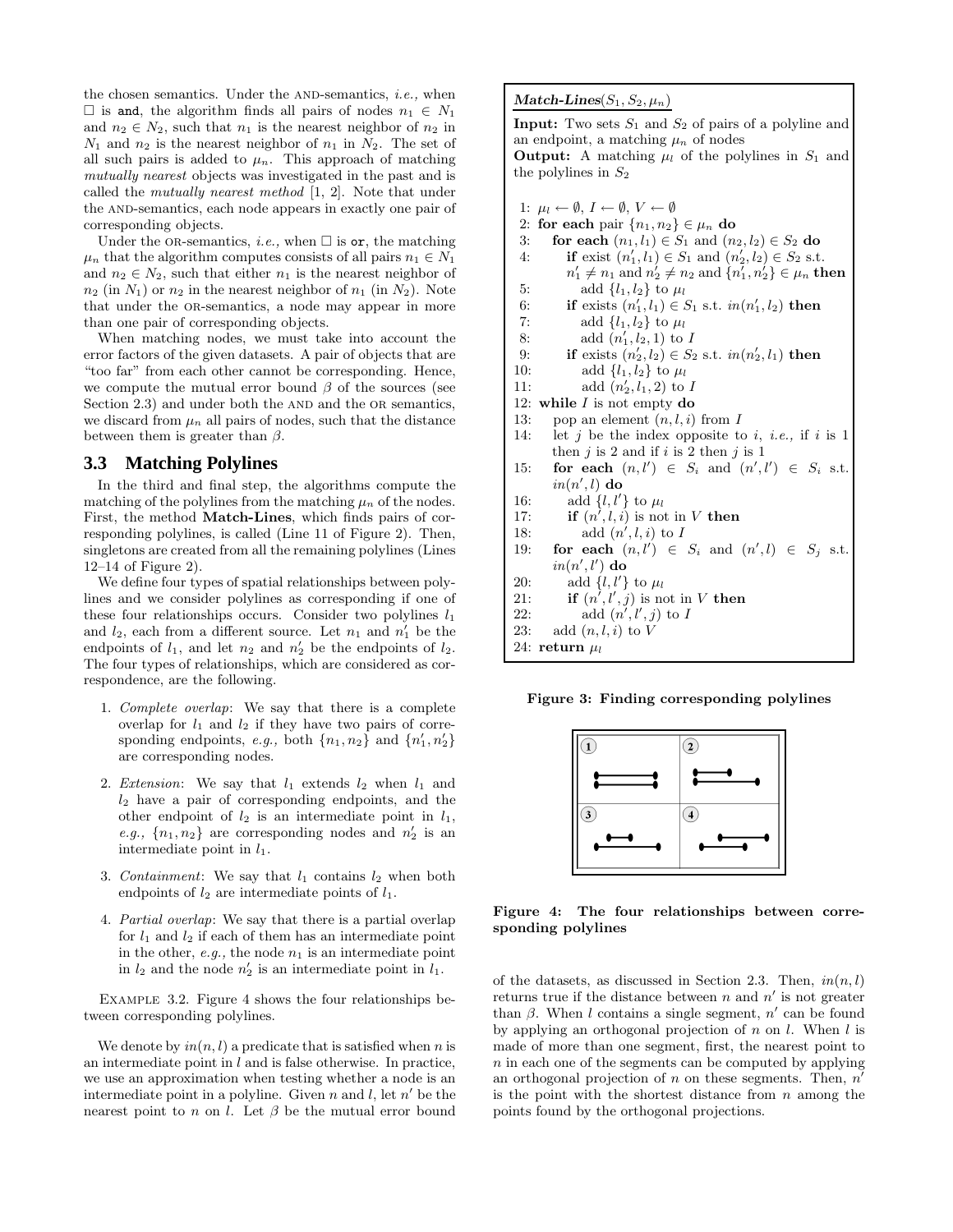the chosen semantics. Under the AND-semantics, *i.e.,* when $\Box$ is and, the algorithm finds all pairs of nodes $n_1 \in N_1$ and $n_2 \in N_2$, such that $n_1$ is the nearest neighbor of $n_2$ in $N_1$ and $n_2$ is the nearest neighbor of $n_1$ in $N_2$. The set of all such pairs is added to $\mu_n$. This approach of matching *mutually nearest* objects was investigated in the past and is called the *mutually nearest method* [1, 2]. Note that under the AND-semantics, each node appears in exactly one pair of corresponding objects.

Under the OR-semantics, *i.e.,* when $\Box$ is or, the matching $\mu_n$ that the algorithm computes consists of all pairs $n_1 \in N_1$ and $n_2 \in N_2$, such that either $n_1$ is the nearest neighbor of $n_2$ (in $N_1$) or $n_2$ in the nearest neighbor of $n_1$ (in $N_2$). Note that under the OR-semantics, a node may appear in more than one pair of corresponding objects.

When matching nodes, we must take into account the error factors of the given datasets. A pair of objects that are "too far" from each other cannot be corresponding. Hence, we compute the mutual error bound $\beta$ of the sources (see Section 2.3) and under both the AND and the OR semantics, we discard from $\mu_n$ all pairs of nodes, such that the distance between them is greater than $\beta$.

### 3.3 Matching Polylines

In the third and final step, the algorithms compute the matching of the polylines from the matching $\mu_n$ of the nodes. First, the method **Match-Lines**, which finds pairs of corresponding polylines, is called (Line 11 of Figure 2). Then, singletons are created from all the remaining polylines (Lines 12–14 of Figure 2).

We define four types of spatial relationships between polylines and we consider polylines as corresponding if one of these four relationships occurs. Consider two polylines $l_1$ and $l_2$, each from a different source. Let $n_1$ and $n_1'$ be the endpoints of $l_1$, and let $n_2$ and $n_2'$ be the endpoints of $l_2$. The four types of relationships, which are considered as correspondence, are the following.

1. *Complete overlap*: We say that there is a complete overlap for $l_1$ and $l_2$ if they have two pairs of corresponding endpoints, *e.g.,* both $\{n_1, n_2\}$ and $\{n_1', n_2'\}$ are corresponding nodes.
2. *Extension*: We say that $l_1$ extends $l_2$ when $l_1$ and $l_2$ have a pair of corresponding endpoints, and the other endpoint of $l_2$ is an intermediate point in $l_1$, *e.g.,* $\{n_1, n_2\}$ are corresponding nodes and $n_2'$ is an intermediate point in $l_1$.
3. *Containment*: We say that $l_1$ contains $l_2$ when both endpoints of $l_2$ are intermediate points of $l_1$.
4. *Partial overlap*: We say that there is a partial overlap for $l_1$ and $l_2$ if each of them has an intermediate point in the other, *e.g.,* the node $n_1$ is an intermediate point in $l_2$ and the node $n_2'$ is an intermediate point in $l_1$.

EXAMPLE 3.2. Figure 4 shows the four relationships between corresponding polylines.

We denote by $in(n, l)$ a predicate that is satisfied when $n$ is an intermediate point in $l$ and is false otherwise. In practice, we use an approximation when testing whether a node is an intermediate point in a polyline. Given $n$ and $l$, let $n'$ be the nearest point to $n$ on $l$. Let $\beta$ be the mutual error bound of the datasets, as discussed in Section 2.3. Then, $in(n, l)$ returns true if the distance between $n$ and $n'$ is not greater than $\beta$. When $l$ contains a single segment, $n'$ can be found by applying an orthogonal projection of $n$ on $l$. When $l$ is made of more than one segment, first, the nearest point to $n$ in each one of the segments can be computed by applying an orthogonal projection of $n$ on these segments. Then, $n'$ is the point with the shortest distance from $n$ among the points found by the orthogonal projections.

**Match-Lines**$(S_1, S_2, \mu_n)$

**Input:** Two sets $S_1$ and $S_2$ of pairs of a polyline and an endpoint, a matching $\mu_n$ of nodes
**Output:** A matching $\mu_l$ of the polylines in $S_1$ and the polylines in $S_2$

```
1: μl ← ∅, I ← ∅, V ← ∅
2: for each pair {n1, n2} ∈ μn do
3:    for each (n1, l1) ∈ S1 and (n2, l2) ∈ S2 do
4:       if exist (n'1, l1) ∈ S1 and (n'2, l2) ∈ S2 s.t.
         n'1 ≠ n1 and n'2 ≠ n2 and {n'1, n'2} ∈ μn then
5:          add {l1, l2} to μl
6:       if exists (n'1, l1) ∈ S1 s.t. in(n'1, l2) then
7:          add {l1, l2} to μl
8:          add (n'1, l2, 1) to I
9:       if exists (n'2, l2) ∈ S2 s.t. in(n'2, l1) then
10:         add {l1, l2} to μl
11:         add (n'2, l1, 2) to I
12: while I is not empty do
13:    pop an element (n, l, i) from I
14:    let j be the index opposite to i, i.e., if i is 1
       then j is 2 and if i is 2 then j is 1
15:    for each (n, l') ∈ Si and (n', l') ∈ Si s.t.
       in(n', l) do
16:       add {l, l'} to μl
17:       if (n', l, i) is not in V then
18:          add (n', l, i) to I
19:    for each (n, l') ∈ Si and (n', l) ∈ Sj s.t.
       in(n', l') do
20:       add {l, l'} to μl
21:       if (n', l', j) is not in V then
22:          add (n', l', j) to I
23:    add (n, l, i) to V
24: return μl
```

**Figure 3: Finding corresponding polylines**

**Figure 4: The four relationships between corresponding polylines**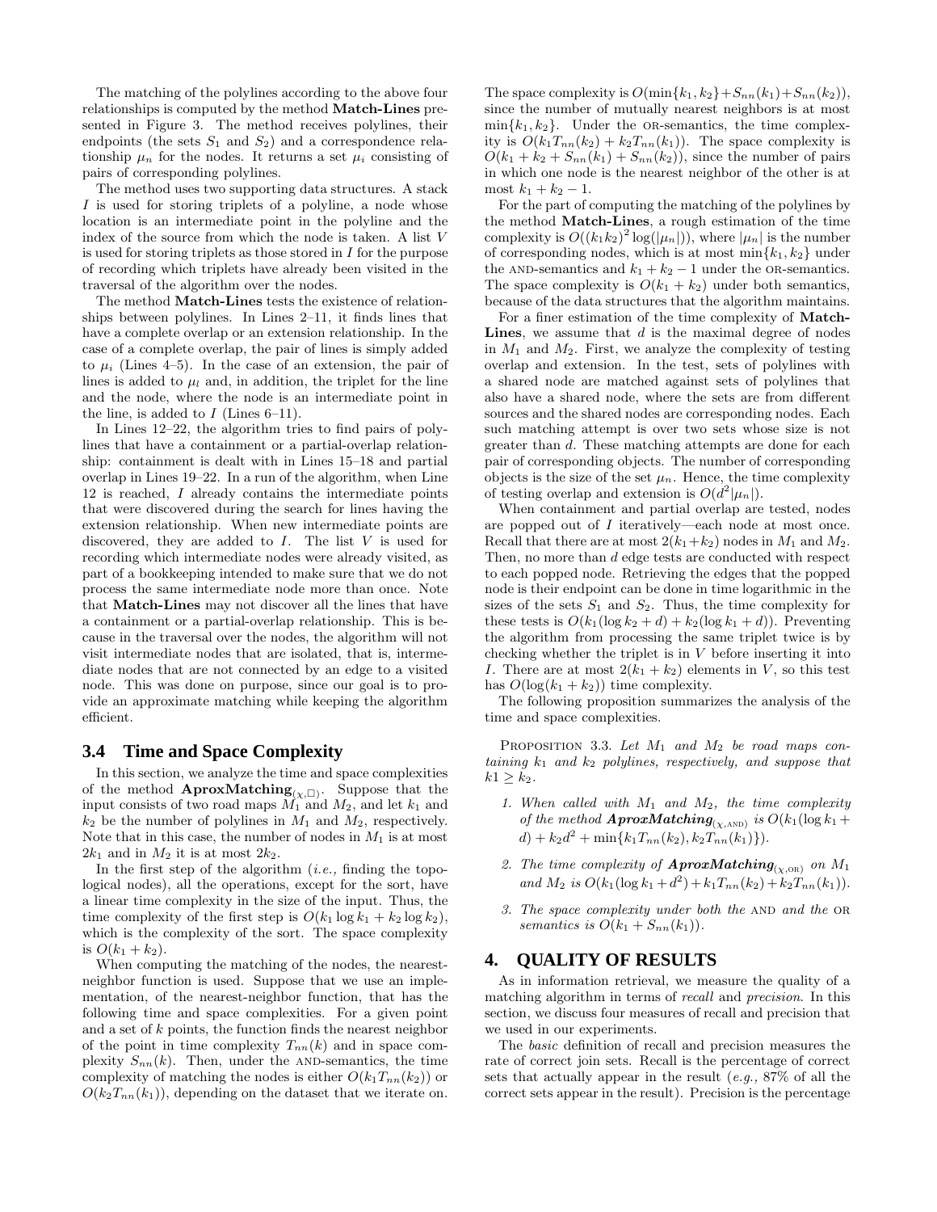The matching of the polylines according to the above four relationships is computed by the method **Match-Lines** presented in Figure 3. The method receives polylines, their endpoints (the sets $S_1$ and $S_2$) and a correspondence relationship $\mu_n$ for the nodes. It returns a set $\mu_i$ consisting of pairs of corresponding polylines.

The method uses two supporting data structures. A stack $I$ is used for storing triplets of a polyline, a node whose location is an intermediate point in the polyline and the index of the source from which the node is taken. A list $V$ is used for storing triplets as those stored in $I$ for the purpose of recording which triplets have already been visited in the traversal of the algorithm over the nodes.

The method **Match-Lines** tests the existence of relationships between polylines. In Lines 2–11, it finds lines that have a complete overlap or an extension relationship. In the case of a complete overlap, the pair of lines is simply added to $\mu_i$ (Lines 4–5). In the case of an extension, the pair of lines is added to $\mu_l$ and, in addition, the triplet for the line and the node, where the node is an intermediate point in the line, is added to $I$ (Lines 6–11).

In Lines 12–22, the algorithm tries to find pairs of polylines that have a containment or a partial-overlap relationship: containment is dealt with in Lines 15–18 and partial overlap in Lines 19–22. In a run of the algorithm, when Line 12 is reached, $I$ already contains the intermediate points that were discovered during the search for lines having the extension relationship. When new intermediate points are discovered, they are added to $I$. The list $V$ is used for recording which intermediate nodes were already visited, as part of a bookkeeping intended to make sure that we do not process the same intermediate node more than once. Note that **Match-Lines** may not discover all the lines that have a containment or a partial-overlap relationship. This is because in the traversal over the nodes, the algorithm will not visit intermediate nodes that are isolated, that is, intermediate nodes that are not connected by an edge to a visited node. This was done on purpose, since our goal is to provide an approximate matching while keeping the algorithm efficient.

### 3.4 Time and Space Complexity

In this section, we analyze the time and space complexities of the method $\textbf{AproxMatching}_{(\chi,\square)}$. Suppose that the input consists of two road maps $M_1$ and $M_2$, and let $k_1$ and $k_2$ be the number of polylines in $M_1$ and $M_2$, respectively. Note that in this case, the number of nodes in $M_1$ is at most $2k_1$ and in $M_2$ it is at most $2k_2$.

In the first step of the algorithm (*i.e.,* finding the topological nodes), all the operations, except for the sort, have a linear time complexity in the size of the input. Thus, the time complexity of the first step is $O(k_1 \log k_1 + k_2 \log k_2)$, which is the complexity of the sort. The space complexity is $O(k_1 + k_2)$.

When computing the matching of the nodes, the nearest-neighbor function is used. Suppose that we use an implementation, of the nearest-neighbor function, that has the following time and space complexities. For a given point and a set of $k$ points, the function finds the nearest neighbor of the point in time complexity $T_{nn}(k)$ and in space complexity $S_{nn}(k)$. Then, under the AND-semantics, the time complexity of matching the nodes is either $O(k_1 T_{nn}(k_2))$ or $O(k_2 T_{nn}(k_1))$, depending on the dataset that we iterate on. The space complexity is $O(\min\{k_1, k_2\} + S_{nn}(k_1) + S_{nn}(k_2))$, since the number of mutually nearest neighbors is at most $\min\{k_1, k_2\}$. Under the OR-semantics, the time complexity is $O(k_1 T_{nn}(k_2) + k_2 T_{nn}(k_1))$. The space complexity is $O(k_1 + k_2 + S_{nn}(k_1) + S_{nn}(k_2))$, since the number of pairs in which one node is the nearest neighbor of the other is at most $k_1 + k_2 - 1$.

For the part of computing the matching of the polylines by the method **Match-Lines**, a rough estimation of the time complexity is $O((k_1 k_2)^2 \log(|\mu_n|))$, where $|\mu_n|$ is the number of corresponding nodes, which is at most $\min\{k_1, k_2\}$ under the AND-semantics and $k_1 + k_2 - 1$ under the OR-semantics. The space complexity is $O(k_1 + k_2)$ under both semantics, because of the data structures that the algorithm maintains.

For a finer estimation of the time complexity of **Match-Lines**, we assume that $d$ is the maximal degree of nodes in $M_1$ and $M_2$. First, we analyze the complexity of testing overlap and extension. In the test, sets of polylines with a shared node are matched against sets of polylines that also have a shared node, where the sets are from different sources and the shared nodes are corresponding nodes. Each such matching attempt is over two sets whose size is not greater than $d$. These matching attempts are done for each pair of corresponding objects. The number of corresponding objects is the size of the set $\mu_n$. Hence, the time complexity of testing overlap and extension is $O(d^2|\mu_n|)$.

When containment and partial overlap are tested, nodes are popped out of $I$ iteratively—each node at most once. Recall that there are at most $2(k_1+k_2)$ nodes in $M_1$ and $M_2$. Then, no more than $d$ edge tests are conducted with respect to each popped node. Retrieving the edges that the popped node is their endpoint can be done in time logarithmic in the sizes of the sets $S_1$ and $S_2$. Thus, the time complexity for these tests is $O(k_1(\log k_2 + d) + k_2(\log k_1 + d))$. Preventing the algorithm from processing the same triplet twice is by checking whether the triplet is in $V$ before inserting it into $I$. There are at most $2(k_1 + k_2)$ elements in $V$, so this test has $O(\log(k_1 + k_2))$ time complexity.

The following proposition summarizes the analysis of the time and space complexities.

PROPOSITION 3.3. *Let $M_1$ and $M_2$ be road maps containing $k_1$ and $k_2$ polylines, respectively, and suppose that $k1 \geq k_2$.*

1. *When called with $M_1$ and $M_2$, the time complexity of the method $\textbf{AproxMatching}_{(\chi,\text{AND})}$ is $O(k_1(\log k_1 + d) + k_2 d^2 + \min\{k_1 T_{nn}(k_2), k_2 T_{nn}(k_1)\})$.*
2. *The time complexity of $\textbf{AproxMatching}_{(\chi,\text{OR})}$ on $M_1$ and $M_2$ is $O(k_1(\log k_1 + d^2) + k_1 T_{nn}(k_2) + k_2 T_{nn}(k_1))$.*
3. *The space complexity under both the AND and the OR semantics is $O(k_1 + S_{nn}(k_1))$.*

## 4. QUALITY OF RESULTS

As in information retrieval, we measure the quality of a matching algorithm in terms of *recall* and *precision*. In this section, we discuss four measures of recall and precision that we used in our experiments.

The *basic* definition of recall and precision measures the rate of correct join sets. Recall is the percentage of correct sets that actually appear in the result (*e.g.,* 87% of all the correct sets appear in the result). Precision is the percentage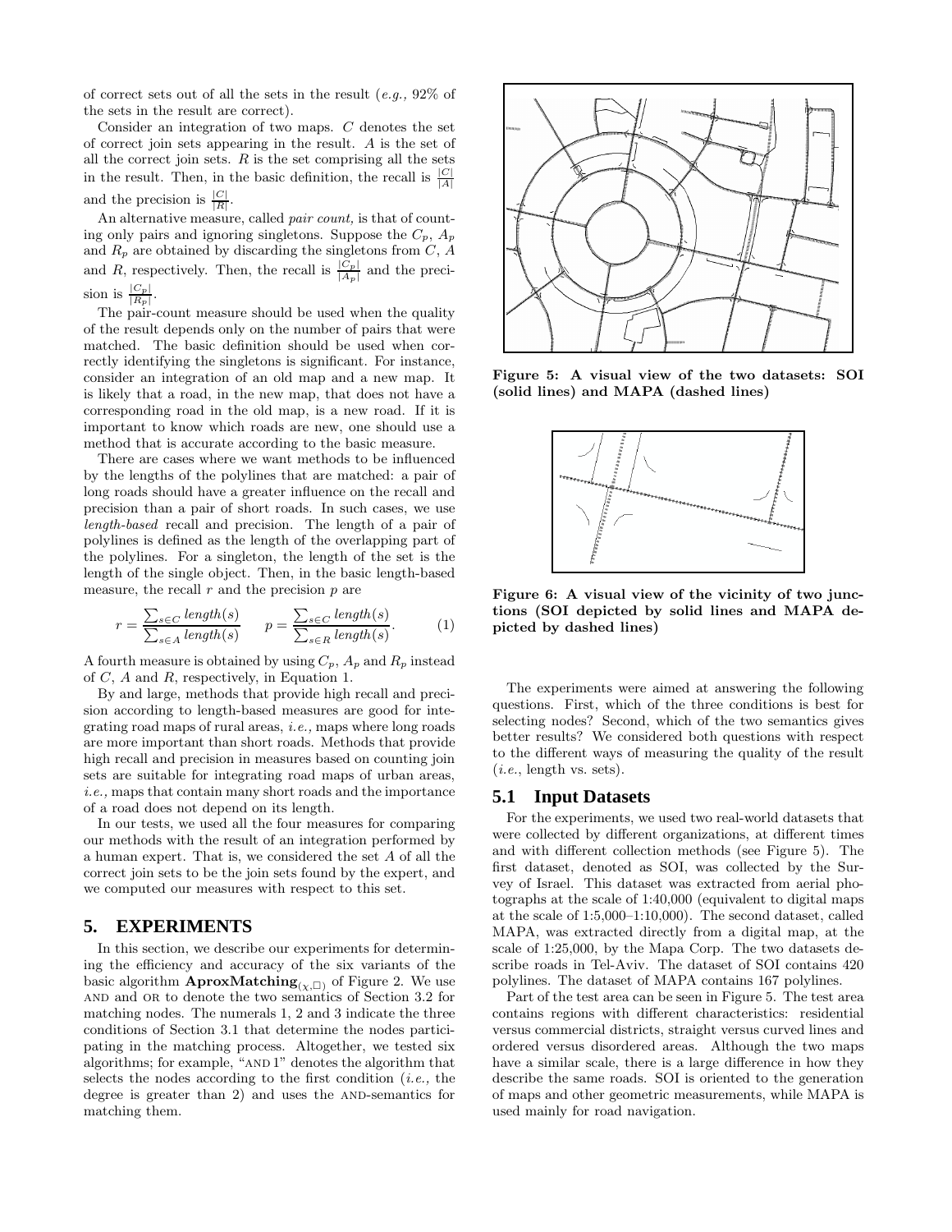of correct sets out of all the sets in the result (*e.g.,* 92% of the sets in the result are correct).

Consider an integration of two maps. $C$ denotes the set of correct join sets appearing in the result. $A$ is the set of all the correct join sets. $R$ is the set comprising all the sets in the result. Then, in the basic definition, the recall is $\frac{|C|}{|A|}$ and the precision is $\frac{|C|}{|R|}$.

An alternative measure, called *pair count,* is that of counting only pairs and ignoring singletons. Suppose the $C_p$, $A_p$ and $R_p$ are obtained by discarding the singletons from $C$, $A$ and $R$, respectively. Then, the recall is $\frac{|C_p|}{|A_p|}$ and the precision is $\frac{|C_p|}{|R_p|}$.

The pair-count measure should be used when the quality of the result depends only on the number of pairs that were matched. The basic definition should be used when correctly identifying the singletons is significant. For instance, consider an integration of an old map and a new map. It is likely that a road, in the new map, that does not have a corresponding road in the old map, is a new road. If it is important to know which roads are new, one should use a method that is accurate according to the basic measure.

There are cases where we want methods to be influenced by the lengths of the polylines that are matched: a pair of long roads should have a greater influence on the recall and precision than a pair of short roads. In such cases, we use *length-based* recall and precision. The length of a pair of polylines is defined as the length of the overlapping part of the polylines. For a singleton, the length of the set is the length of the single object. Then, in the basic length-based measure, the recall $r$ and the precision $p$ are

$$r = \frac{\sum_{s \in C} \mathit{length}(s)}{\sum_{s \in A} \mathit{length}(s)} \qquad p = \frac{\sum_{s \in C} \mathit{length}(s)}{\sum_{s \in R} \mathit{length}(s)}. \qquad (1)$$

A fourth measure is obtained by using $C_p$, $A_p$ and $R_p$ instead of $C$, $A$ and $R$, respectively, in Equation 1.

By and large, methods that provide high recall and precision according to length-based measures are good for integrating road maps of rural areas, *i.e.,* maps where long roads are more important than short roads. Methods that provide high recall and precision in measures based on counting join sets are suitable for integrating road maps of urban areas, *i.e.,* maps that contain many short roads and the importance of a road does not depend on its length.

In our tests, we used all the four measures for comparing our methods with the result of an integration performed by a human expert. That is, we considered the set $A$ of all the correct join sets to be the join sets found by the expert, and we computed our measures with respect to this set.

## 5. EXPERIMENTS

In this section, we describe our experiments for determining the efficiency and accuracy of the six variants of the basic algorithm $\textbf{AproxMatching}_{(\chi,\square)}$ of Figure 2. We use AND and OR to denote the two semantics of Section 3.2 for matching nodes. The numerals 1, 2 and 3 indicate the three conditions of Section 3.1 that determine the nodes participating in the matching process. Altogether, we tested six algorithms; for example, "AND 1" denotes the algorithm that selects the nodes according to the first condition (*i.e.,* the degree is greater than 2) and uses the AND-semantics for matching them.

**Figure 5: A visual view of the two datasets: SOI (solid lines) and MAPA (dashed lines)**

**Figure 6: A visual view of the vicinity of two junctions (SOI depicted by solid lines and MAPA depicted by dashed lines)**

The experiments were aimed at answering the following questions. First, which of the three conditions is best for selecting nodes? Second, which of the two semantics gives better results? We considered both questions with respect to the different ways of measuring the quality of the result (*i.e.*, length vs. sets).

### 5.1 Input Datasets

For the experiments, we used two real-world datasets that were collected by different organizations, at different times and with different collection methods (see Figure 5). The first dataset, denoted as SOI, was collected by the Survey of Israel. This dataset was extracted from aerial photographs at the scale of 1:40,000 (equivalent to digital maps at the scale of 1:5,000–1:10,000). The second dataset, called MAPA, was extracted directly from a digital map, at the scale of 1:25,000, by the Mapa Corp. The two datasets describe roads in Tel-Aviv. The dataset of SOI contains 420 polylines. The dataset of MAPA contains 167 polylines.

Part of the test area can be seen in Figure 5. The test area contains regions with different characteristics: residential versus commercial districts, straight versus curved lines and ordered versus disordered areas. Although the two maps have a similar scale, there is a large difference in how they describe the same roads. SOI is oriented to the generation of maps and other geometric measurements, while MAPA is used mainly for road navigation.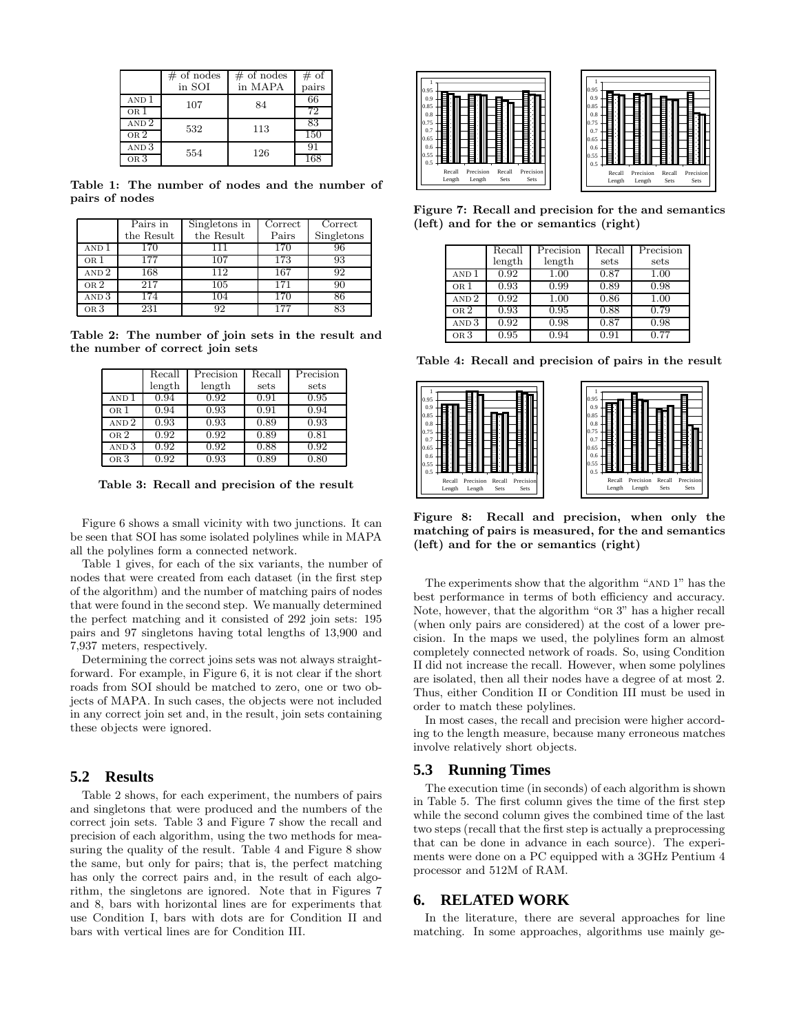|  | # of nodes in SOI | # of nodes in MAPA | # of pairs |
|---|---|---|---|
| AND 1 | 107 | 84 | 66 |
| OR 1 | | | 72 |
| AND 2 | 532 | 113 | 83 |
| OR 2 | | | 150 |
| AND 3 | 554 | 126 | 91 |
| OR 3 | | | 168 |

**Table 1: The number of nodes and the number of pairs of nodes**

|  | Pairs in the Result | Singletons in the Result | Correct Pairs | Correct Singletons |
|---|---|---|---|---|
| AND 1 | 170 | 111 | 170 | 96 |
| OR 1 | 177 | 107 | 173 | 93 |
| AND 2 | 168 | 112 | 167 | 92 |
| OR 2 | 217 | 105 | 171 | 90 |
| AND 3 | 174 | 104 | 170 | 86 |
| OR 3 | 231 | 92 | 177 | 83 |

**Table 2: The number of join sets in the result and the number of correct join sets**

|  | Recall length | Precision length | Recall sets | Precision sets |
|---|---|---|---|---|
| AND 1 | 0.94 | 0.92 | 0.91 | 0.95 |
| OR 1 | 0.94 | 0.93 | 0.91 | 0.94 |
| AND 2 | 0.93 | 0.93 | 0.89 | 0.93 |
| OR 2 | 0.92 | 0.92 | 0.89 | 0.81 |
| AND 3 | 0.92 | 0.92 | 0.88 | 0.92 |
| OR 3 | 0.92 | 0.93 | 0.89 | 0.80 |

**Table 3: Recall and precision of the result**

Figure 6 shows a small vicinity with two junctions. It can be seen that SOI has some isolated polylines while in MAPA all the polylines form a connected network.

Table 1 gives, for each of the six variants, the number of nodes that were created from each dataset (in the first step of the algorithm) and the number of matching pairs of nodes that were found in the second step. We manually determined the perfect matching and it consisted of 292 join sets: 195 pairs and 97 singletons having total lengths of 13,900 and 7,937 meters, respectively.

Determining the correct joins sets was not always straightforward. For example, in Figure 6, it is not clear if the short roads from SOI should be matched to zero, one or two objects of MAPA. In such cases, the objects were not included in any correct join set and, in the result, join sets containing these objects were ignored.

## 5.2 Results

Table 2 shows, for each experiment, the numbers of pairs and singletons that were produced and the numbers of the correct join sets. Table 3 and Figure 7 show the recall and precision of each algorithm, using the two methods for measuring the quality of the result. Table 4 and Figure 8 show the same, but only for pairs; that is, the perfect matching has only the correct pairs and, in the result of each algorithm, the singletons are ignored. Note that in Figures 7 and 8, bars with horizontal lines are for experiments that use Condition I, bars with dots are for Condition II and bars with vertical lines are for Condition III.

**Figure 7: Recall and precision for the and semantics (left) and for the or semantics (right)**

|  | Recall length | Precision length | Recall sets | Precision sets |
|---|---|---|---|---|
| AND 1 | 0.92 | 1.00 | 0.87 | 1.00 |
| OR 1 | 0.93 | 0.99 | 0.89 | 0.98 |
| AND 2 | 0.92 | 1.00 | 0.86 | 1.00 |
| OR 2 | 0.93 | 0.95 | 0.88 | 0.79 |
| AND 3 | 0.92 | 0.98 | 0.87 | 0.98 |
| OR 3 | 0.95 | 0.94 | 0.91 | 0.77 |

**Table 4: Recall and precision of pairs in the result**

**Figure 8: Recall and precision, when only the matching of pairs is measured, for the and semantics (left) and for the or semantics (right)**

The experiments show that the algorithm "AND 1" has the best performance in terms of both efficiency and accuracy. Note, however, that the algorithm "OR 3" has a higher recall (when only pairs are considered) at the cost of a lower precision. In the maps we used, the polylines form an almost completely connected network of roads. So, using Condition II did not increase the recall. However, when some polylines are isolated, then all their nodes have a degree of at most 2. Thus, either Condition II or Condition III must be used in order to match these polylines.

In most cases, the recall and precision were higher according to the length measure, because many erroneous matches involve relatively short objects.

## 5.3 Running Times

The execution time (in seconds) of each algorithm is shown in Table 5. The first column gives the time of the first step while the second column gives the combined time of the last two steps (recall that the first step is actually a preprocessing that can be done in advance in each source). The experiments were done on a PC equipped with a 3GHz Pentium 4 processor and 512M of RAM.

# 6. RELATED WORK

In the literature, there are several approaches for line matching. In some approaches, algorithms use mainly ge-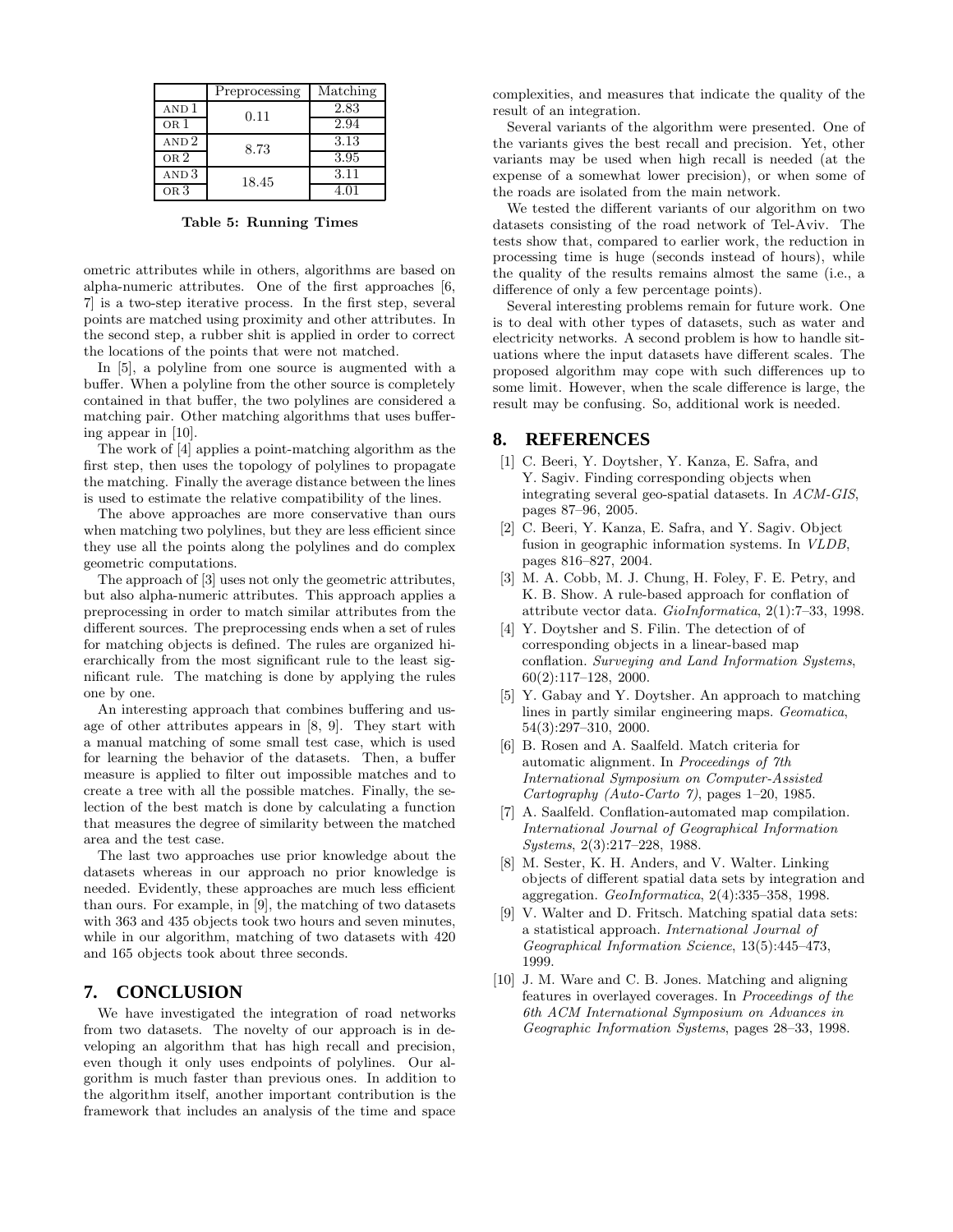| | Preprocessing | Matching |
|---|---|---|
| AND 1 | 0.11 | 2.83 |
| OR 1 | | 2.94 |
| AND 2 | 8.73 | 3.13 |
| OR 2 | | 3.95 |
| AND 3 | 18.45 | 3.11 |
| OR 3 | | 4.01 |

**Table 5: Running Times**

ometric attributes while in others, algorithms are based on alpha-numeric attributes. One of the first approaches [6, 7] is a two-step iterative process. In the first step, several points are matched using proximity and other attributes. In the second step, a rubber shit is applied in order to correct the locations of the points that were not matched.

In [5], a polyline from one source is augmented with a buffer. When a polyline from the other source is completely contained in that buffer, the two polylines are considered a matching pair. Other matching algorithms that uses buffering appear in [10].

The work of [4] applies a point-matching algorithm as the first step, then uses the topology of polylines to propagate the matching. Finally the average distance between the lines is used to estimate the relative compatibility of the lines.

The above approaches are more conservative than ours when matching two polylines, but they are less efficient since they use all the points along the polylines and do complex geometric computations.

The approach of [3] uses not only the geometric attributes, but also alpha-numeric attributes. This approach applies a preprocessing in order to match similar attributes from the different sources. The preprocessing ends when a set of rules for matching objects is defined. The rules are organized hierarchically from the most significant rule to the least significant rule. The matching is done by applying the rules one by one.

An interesting approach that combines buffering and usage of other attributes appears in [8, 9]. They start with a manual matching of some small test case, which is used for learning the behavior of the datasets. Then, a buffer measure is applied to filter out impossible matches and to create a tree with all the possible matches. Finally, the selection of the best match is done by calculating a function that measures the degree of similarity between the matched area and the test case.

The last two approaches use prior knowledge about the datasets whereas in our approach no prior knowledge is needed. Evidently, these approaches are much less efficient than ours. For example, in [9], the matching of two datasets with 363 and 435 objects took two hours and seven minutes, while in our algorithm, matching of two datasets with 420 and 165 objects took about three seconds.

## 7. CONCLUSION

We have investigated the integration of road networks from two datasets. The novelty of our approach is in developing an algorithm that has high recall and precision, even though it only uses endpoints of polylines. Our algorithm is much faster than previous ones. In addition to the algorithm itself, another important contribution is the framework that includes an analysis of the time and space complexities, and measures that indicate the quality of the result of an integration.

Several variants of the algorithm were presented. One of the variants gives the best recall and precision. Yet, other variants may be used when high recall is needed (at the expense of a somewhat lower precision), or when some of the roads are isolated from the main network.

We tested the different variants of our algorithm on two datasets consisting of the road network of Tel-Aviv. The tests show that, compared to earlier work, the reduction in processing time is huge (seconds instead of hours), while the quality of the results remains almost the same (i.e., a difference of only a few percentage points).

Several interesting problems remain for future work. One is to deal with other types of datasets, such as water and electricity networks. A second problem is how to handle situations where the input datasets have different scales. The proposed algorithm may cope with such differences up to some limit. However, when the scale difference is large, the result may be confusing. So, additional work is needed.

## 8. REFERENCES

[1] C. Beeri, Y. Doytsher, Y. Kanza, E. Safra, and Y. Sagiv. Finding corresponding objects when integrating several geo-spatial datasets. In *ACM-GIS*, pages 87–96, 2005.

[2] C. Beeri, Y. Kanza, E. Safra, and Y. Sagiv. Object fusion in geographic information systems. In *VLDB*, pages 816–827, 2004.

[3] M. A. Cobb, M. J. Chung, H. Foley, F. E. Petry, and K. B. Show. A rule-based approach for conflation of attribute vector data. *GioInformatica*, 2(1):7–33, 1998.

[4] Y. Doytsher and S. Filin. The detection of of corresponding objects in a linear-based map conflation. *Surveying and Land Information Systems*, 60(2):117–128, 2000.

[5] Y. Gabay and Y. Doytsher. An approach to matching lines in partly similar engineering maps. *Geomatica*, 54(3):297–310, 2000.

[6] B. Rosen and A. Saalfeld. Match criteria for automatic alignment. In *Proceedings of 7th International Symposium on Computer-Assisted Cartography (Auto-Carto 7)*, pages 1–20, 1985.

[7] A. Saalfeld. Conflation-automated map compilation. *International Journal of Geographical Information Systems*, 2(3):217–228, 1988.

[8] M. Sester, K. H. Anders, and V. Walter. Linking objects of different spatial data sets by integration and aggregation. *GeoInformatica*, 2(4):335–358, 1998.

[9] V. Walter and D. Fritsch. Matching spatial data sets: a statistical approach. *International Journal of Geographical Information Science*, 13(5):445–473, 1999.

[10] J. M. Ware and C. B. Jones. Matching and aligning features in overlayed coverages. In *Proceedings of the 6th ACM International Symposium on Advances in Geographic Information Systems*, pages 28–33, 1998.